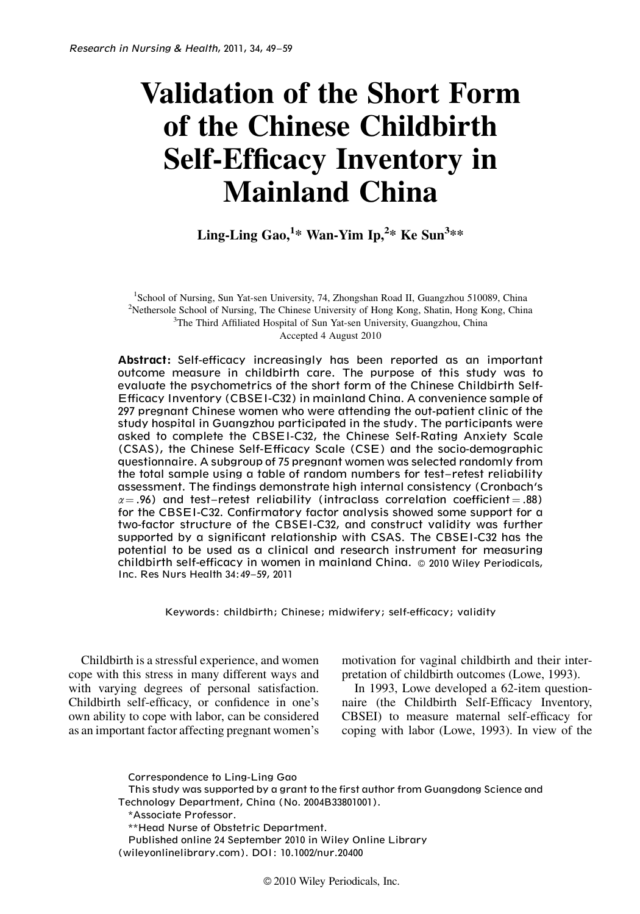# Validation of the Short Form of the Chinese Childbirth Self-Efficacy Inventory in Mainland China

**Ling-Ling Gao,[1]* Wan-Yim Ip,[2]* Ke Sun[3]****

[1]School of Nursing, Sun Yat-sen University, 74, Zhongshan Road II, Guangzhou 510089, China
[2]Nethersole School of Nursing, The Chinese University of Hong Kong, Shatin, Hong Kong, China
[3]The Third Affiliated Hospital of Sun Yat-sen University, Guangzhou, China
Accepted 4 August 2010

**Abstract:** Self-efficacy increasingly has been reported as an important outcome measure in childbirth care. The purpose of this study was to evaluate the psychometrics of the short form of the Chinese Childbirth Self-Efficacy Inventory (CBSEI-C32) in mainland China. A convenience sample of 297 pregnant Chinese women who were attending the out-patient clinic of the study hospital in Guangzhou participated in the study. The participants were asked to complete the CBSEI-C32, the Chinese Self-Rating Anxiety Scale (CSAS), the Chinese Self-Efficacy Scale (CSE) and the socio-demographic questionnaire. A subgroup of 75 pregnant women was selected randomly from the total sample using a table of random numbers for test–retest reliability assessment. The findings demonstrate high internal consistency (Cronbach's $\alpha = .96$) and test–retest reliability (intraclass correlation coefficient = .88) for the CBSEI-C32. Confirmatory factor analysis showed some support for a two-factor structure of the CBSEI-C32, and construct validity was further supported by a significant relationship with CSAS. The CBSEI-C32 has the potential to be used as a clinical and research instrument for measuring childbirth self-efficacy in women in mainland China. © 2010 Wiley Periodicals, Inc. Res Nurs Health 34:49–59, 2011

Keywords: childbirth; Chinese; midwifery; self-efficacy; validity

Childbirth is a stressful experience, and women cope with this stress in many different ways and with varying degrees of personal satisfaction. Childbirth self-efficacy, or confidence in one's own ability to cope with labor, can be considered as an important factor affecting pregnant women's motivation for vaginal childbirth and their interpretation of childbirth outcomes (Lowe, 1993).

In 1993, Lowe developed a 62-item questionnaire (the Childbirth Self-Efficacy Inventory, CBSEI) to measure maternal self-efficacy for coping with labor (Lowe, 1993). In view of the

Correspondence to Ling-Ling Gao

This study was supported by a grant to the first author from Guangdong Science and Technology Department, China (No. 2004B33801001).

*Associate Professor.

**Head Nurse of Obstetric Department.

Published online 24 September 2010 in Wiley Online Library (wileyonlinelibrary.com). DOI: 10.1002/nur.20400

© 2010 Wiley Periodicals, Inc.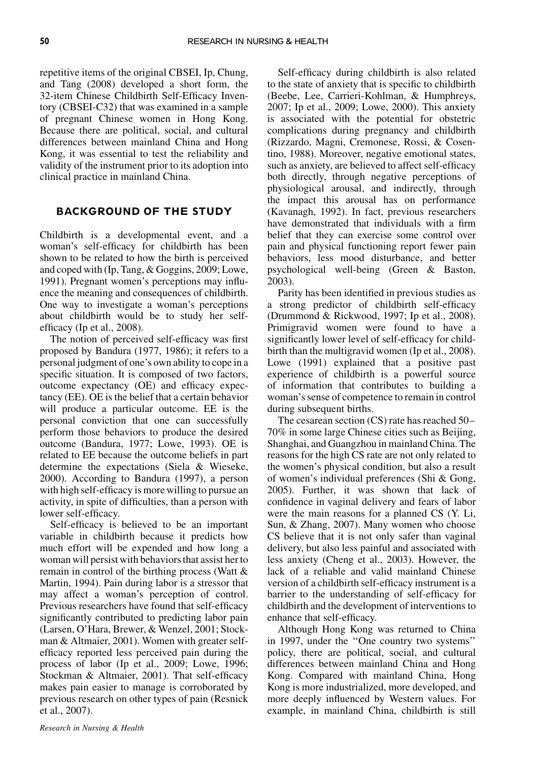repetitive items of the original CBSEI, Ip, Chung, and Tang (2008) developed a short form, the 32-item Chinese Childbirth Self-Efficacy Inventory (CBSEI-C32) that was examined in a sample of pregnant Chinese women in Hong Kong. Because there are political, social, and cultural differences between mainland China and Hong Kong, it was essential to test the reliability and validity of the instrument prior to its adoption into clinical practice in mainland China.

## BACKGROUND OF THE STUDY

Childbirth is a developmental event, and a woman's self-efficacy for childbirth has been shown to be related to how the birth is perceived and coped with (Ip, Tang, & Goggins, 2009; Lowe, 1991). Pregnant women's perceptions may influence the meaning and consequences of childbirth. One way to investigate a woman's perceptions about childbirth would be to study her self-efficacy (Ip et al., 2008).

The notion of perceived self-efficacy was first proposed by Bandura (1977, 1986); it refers to a personal judgment of one's own ability to cope in a specific situation. It is composed of two factors, outcome expectancy (OE) and efficacy expectancy (EE). OE is the belief that a certain behavior will produce a particular outcome. EE is the personal conviction that one can successfully perform those behaviors to produce the desired outcome (Bandura, 1977; Lowe, 1993). OE is related to EE because the outcome beliefs in part determine the expectations (Siela & Wieseke, 2000). According to Bandura (1997), a person with high self-efficacy is more willing to pursue an activity, in spite of difficulties, than a person with lower self-efficacy.

Self-efficacy is believed to be an important variable in childbirth because it predicts how much effort will be expended and how long a woman will persist with behaviors that assist her to remain in control of the birthing process (Watt & Martin, 1994). Pain during labor is a stressor that may affect a woman's perception of control. Previous researchers have found that self-efficacy significantly contributed to predicting labor pain (Larsen, O'Hara, Brewer, & Wenzel, 2001; Stockman & Altmaier, 2001). Women with greater self-efficacy reported less perceived pain during the process of labor (Ip et al., 2009; Lowe, 1996; Stockman & Altmaier, 2001). That self-efficacy makes pain easier to manage is corroborated by previous research on other types of pain (Resnick et al., 2007).

Self-efficacy during childbirth is also related to the state of anxiety that is specific to childbirth (Beebe, Lee, Carrieri-Kohlman, & Humphreys, 2007; Ip et al., 2009; Lowe, 2000). This anxiety is associated with the potential for obstetric complications during pregnancy and childbirth (Rizzardo, Magni, Cremonese, Rossi, & Cosentino, 1988). Moreover, negative emotional states, such as anxiety, are believed to affect self-efficacy both directly, through negative perceptions of physiological arousal, and indirectly, through the impact this arousal has on performance (Kavanagh, 1992). In fact, previous researchers have demonstrated that individuals with a firm belief that they can exercise some control over pain and physical functioning report fewer pain behaviors, less mood disturbance, and better psychological well-being (Green & Baston, 2003).

Parity has been identified in previous studies as a strong predictor of childbirth self-efficacy (Drummond & Rickwood, 1997; Ip et al., 2008). Primigravid women were found to have a significantly lower level of self-efficacy for childbirth than the multigravid women (Ip et al., 2008). Lowe (1991) explained that a positive past experience of childbirth is a powerful source of information that contributes to building a woman's sense of competence to remain in control during subsequent births.

The cesarean section (CS) rate has reached 50–70% in some large Chinese cities such as Beijing, Shanghai, and Guangzhou in mainland China. The reasons for the high CS rate are not only related to the women's physical condition, but also a result of women's individual preferences (Shi & Gong, 2005). Further, it was shown that lack of confidence in vaginal delivery and fears of labor were the main reasons for a planned CS (Y. Li, Sun, & Zhang, 2007). Many women who choose CS believe that it is not only safer than vaginal delivery, but also less painful and associated with less anxiety (Cheng et al., 2003). However, the lack of a reliable and valid mainland Chinese version of a childbirth self-efficacy instrument is a barrier to the understanding of self-efficacy for childbirth and the development of interventions to enhance that self-efficacy.

Although Hong Kong was returned to China in 1997, under the ''One country two systems'' policy, there are political, social, and cultural differences between mainland China and Hong Kong. Compared with mainland China, Hong Kong is more industrialized, more developed, and more deeply influenced by Western values. For example, in mainland China, childbirth is still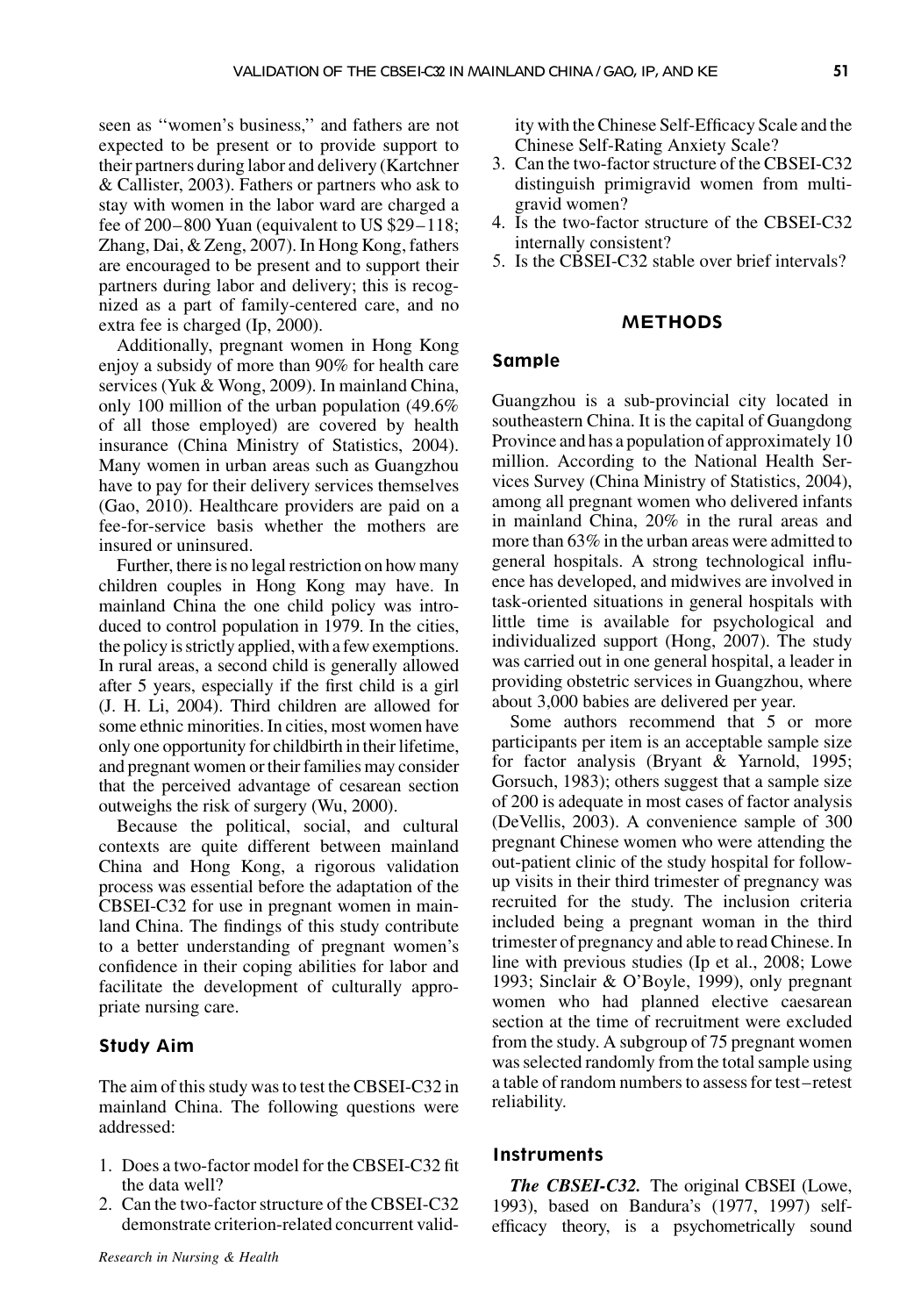seen as ''women's business,'' and fathers are not expected to be present or to provide support to their partners during labor and delivery (Kartchner & Callister, 2003). Fathers or partners who ask to stay with women in the labor ward are charged a fee of 200–800 Yuan (equivalent to US $29–118; Zhang, Dai, & Zeng, 2007). In Hong Kong, fathers are encouraged to be present and to support their partners during labor and delivery; this is recognized as a part of family-centered care, and no extra fee is charged (Ip, 2000).

Additionally, pregnant women in Hong Kong enjoy a subsidy of more than 90% for health care services (Yuk & Wong, 2009). In mainland China, only 100 million of the urban population (49.6% of all those employed) are covered by health insurance (China Ministry of Statistics, 2004). Many women in urban areas such as Guangzhou have to pay for their delivery services themselves (Gao, 2010). Healthcare providers are paid on a fee-for-service basis whether the mothers are insured or uninsured.

Further, there is no legal restriction on how many children couples in Hong Kong may have. In mainland China the one child policy was introduced to control population in 1979. In the cities, the policy is strictly applied, with a few exemptions. In rural areas, a second child is generally allowed after 5 years, especially if the first child is a girl (J. H. Li, 2004). Third children are allowed for some ethnic minorities. In cities, most women have only one opportunity for childbirth in their lifetime, and pregnant women or their families may consider that the perceived advantage of cesarean section outweighs the risk of surgery (Wu, 2000).

Because the political, social, and cultural contexts are quite different between mainland China and Hong Kong, a rigorous validation process was essential before the adaptation of the CBSEI-C32 for use in pregnant women in mainland China. The findings of this study contribute to a better understanding of pregnant women's confidence in their coping abilities for labor and facilitate the development of culturally appropriate nursing care.

### Study Aim

The aim of this study was to test the CBSEI-C32 in mainland China. The following questions were addressed:

1. Does a two-factor model for the CBSEI-C32 fit the data well?
2. Can the two-factor structure of the CBSEI-C32 demonstrate criterion-related concurrent validity with the Chinese Self-Efficacy Scale and the Chinese Self-Rating Anxiety Scale?
3. Can the two-factor structure of the CBSEI-C32 distinguish primigravid women from multigravid women?
4. Is the two-factor structure of the CBSEI-C32 internally consistent?
5. Is the CBSEI-C32 stable over brief intervals?

## METHODS

### Sample

Guangzhou is a sub-provincial city located in southeastern China. It is the capital of Guangdong Province and has a population of approximately 10 million. According to the National Health Services Survey (China Ministry of Statistics, 2004), among all pregnant women who delivered infants in mainland China, 20% in the rural areas and more than 63% in the urban areas were admitted to general hospitals. A strong technological influence has developed, and midwives are involved in task-oriented situations in general hospitals with little time is available for psychological and individualized support (Hong, 2007). The study was carried out in one general hospital, a leader in providing obstetric services in Guangzhou, where about 3,000 babies are delivered per year.

Some authors recommend that 5 or more participants per item is an acceptable sample size for factor analysis (Bryant & Yarnold, 1995; Gorsuch, 1983); others suggest that a sample size of 200 is adequate in most cases of factor analysis (DeVellis, 2003). A convenience sample of 300 pregnant Chinese women who were attending the out-patient clinic of the study hospital for follow-up visits in their third trimester of pregnancy was recruited for the study. The inclusion criteria included being a pregnant woman in the third trimester of pregnancy and able to read Chinese. In line with previous studies (Ip et al., 2008; Lowe 1993; Sinclair & O'Boyle, 1999), only pregnant women who had planned elective caesarean section at the time of recruitment were excluded from the study. A subgroup of 75 pregnant women was selected randomly from the total sample using a table of random numbers to assess for test–retest reliability.

### Instruments

***The CBSEI-C32.*** The original CBSEI (Lowe, 1993), based on Bandura's (1977, 1997) self-efficacy theory, is a psychometrically sound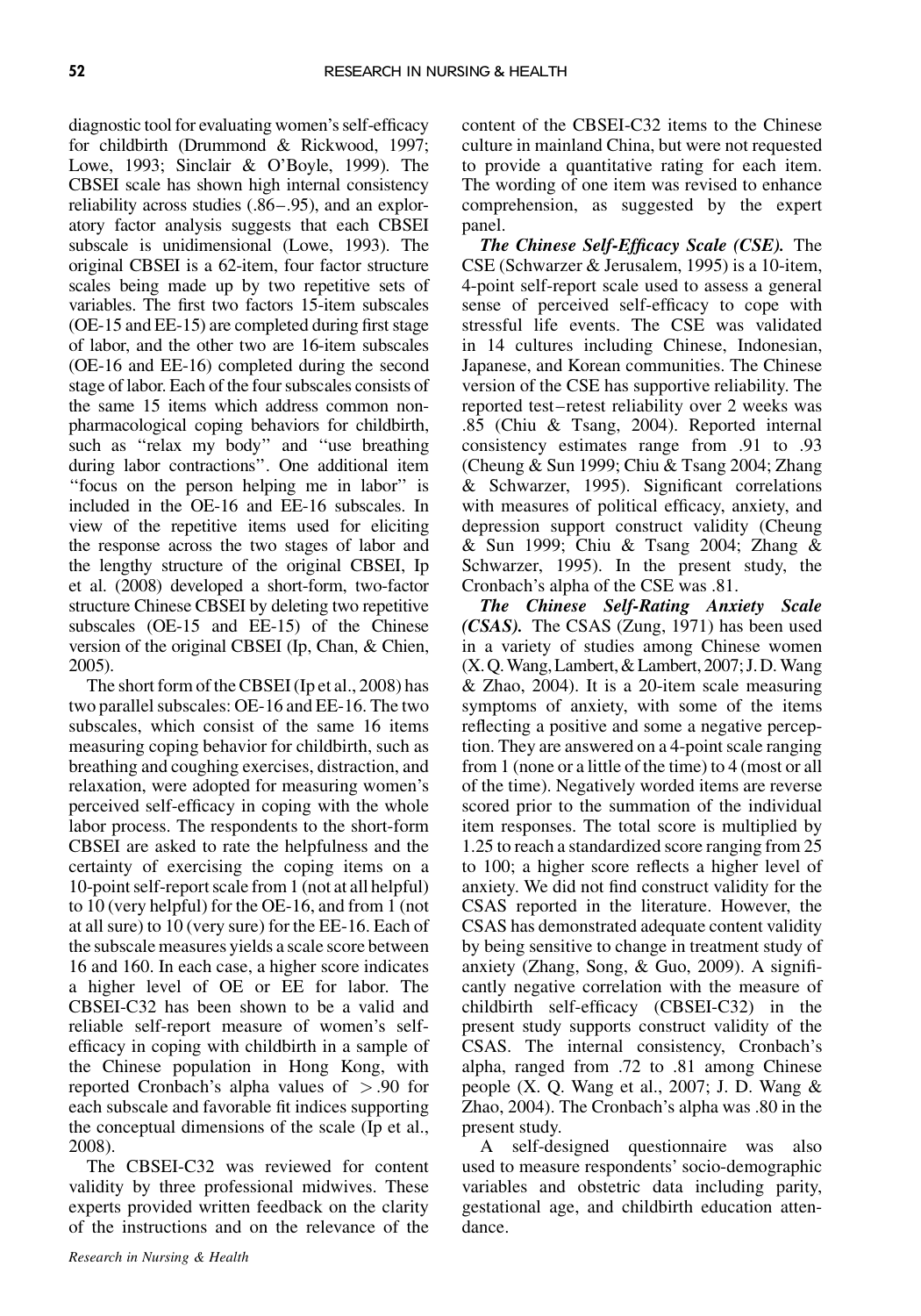diagnostic tool for evaluating women's self-efficacy for childbirth (Drummond & Rickwood, 1997; Lowe, 1993; Sinclair & O'Boyle, 1999). The CBSEI scale has shown high internal consistency reliability across studies (.86–.95), and an exploratory factor analysis suggests that each CBSEI subscale is unidimensional (Lowe, 1993). The original CBSEI is a 62-item, four factor structure scales being made up by two repetitive sets of variables. The first two factors 15-item subscales (OE-15 and EE-15) are completed during first stage of labor, and the other two are 16-item subscales (OE-16 and EE-16) completed during the second stage of labor. Each of the four subscales consists of the same 15 items which address common non-pharmacological coping behaviors for childbirth, such as "relax my body" and "use breathing during labor contractions". One additional item "focus on the person helping me in labor" is included in the OE-16 and EE-16 subscales. In view of the repetitive items used for eliciting the response across the two stages of labor and the lengthy structure of the original CBSEI, Ip et al. (2008) developed a short-form, two-factor structure Chinese CBSEI by deleting two repetitive subscales (OE-15 and EE-15) of the Chinese version of the original CBSEI (Ip, Chan, & Chien, 2005).

The short form of the CBSEI (Ip et al., 2008) has two parallel subscales: OE-16 and EE-16. The two subscales, which consist of the same 16 items measuring coping behavior for childbirth, such as breathing and coughing exercises, distraction, and relaxation, were adopted for measuring women's perceived self-efficacy in coping with the whole labor process. The respondents to the short-form CBSEI are asked to rate the helpfulness and the certainty of exercising the coping items on a 10-point self-report scale from 1 (not at all helpful) to 10 (very helpful) for the OE-16, and from 1 (not at all sure) to 10 (very sure) for the EE-16. Each of the subscale measures yields a scale score between 16 and 160. In each case, a higher score indicates a higher level of OE or EE for labor. The CBSEI-C32 has been shown to be a valid and reliable self-report measure of women's self-efficacy in coping with childbirth in a sample of the Chinese population in Hong Kong, with reported Cronbach's alpha values of $>.90$ for each subscale and favorable fit indices supporting the conceptual dimensions of the scale (Ip et al., 2008).

The CBSEI-C32 was reviewed for content validity by three professional midwives. These experts provided written feedback on the clarity of the instructions and on the relevance of the content of the CBSEI-C32 items to the Chinese culture in mainland China, but were not requested to provide a quantitative rating for each item. The wording of one item was revised to enhance comprehension, as suggested by the expert panel.

***The Chinese Self-Efficacy Scale (CSE).*** The CSE (Schwarzer & Jerusalem, 1995) is a 10-item, 4-point self-report scale used to assess a general sense of perceived self-efficacy to cope with stressful life events. The CSE was validated in 14 cultures including Chinese, Indonesian, Japanese, and Korean communities. The Chinese version of the CSE has supportive reliability. The reported test–retest reliability over 2 weeks was .85 (Chiu & Tsang, 2004). Reported internal consistency estimates range from .91 to .93 (Cheung & Sun 1999; Chiu & Tsang 2004; Zhang & Schwarzer, 1995). Significant correlations with measures of political efficacy, anxiety, and depression support construct validity (Cheung & Sun 1999; Chiu & Tsang 2004; Zhang & Schwarzer, 1995). In the present study, the Cronbach's alpha of the CSE was .81.

***The Chinese Self-Rating Anxiety Scale (CSAS).*** The CSAS (Zung, 1971) has been used in a variety of studies among Chinese women (X. Q. Wang, Lambert, & Lambert, 2007; J. D. Wang & Zhao, 2004). It is a 20-item scale measuring symptoms of anxiety, with some of the items reflecting a positive and some a negative perception. They are answered on a 4-point scale ranging from 1 (none or a little of the time) to 4 (most or all of the time). Negatively worded items are reverse scored prior to the summation of the individual item responses. The total score is multiplied by 1.25 to reach a standardized score ranging from 25 to 100; a higher score reflects a higher level of anxiety. We did not find construct validity for the CSAS reported in the literature. However, the CSAS has demonstrated adequate content validity by being sensitive to change in treatment study of anxiety (Zhang, Song, & Guo, 2009). A significantly negative correlation with the measure of childbirth self-efficacy (CBSEI-C32) in the present study supports construct validity of the CSAS. The internal consistency, Cronbach's alpha, ranged from .72 to .81 among Chinese people (X. Q. Wang et al., 2007; J. D. Wang & Zhao, 2004). The Cronbach's alpha was .80 in the present study.

A self-designed questionnaire was also used to measure respondents' socio-demographic variables and obstetric data including parity, gestational age, and childbirth education attendance.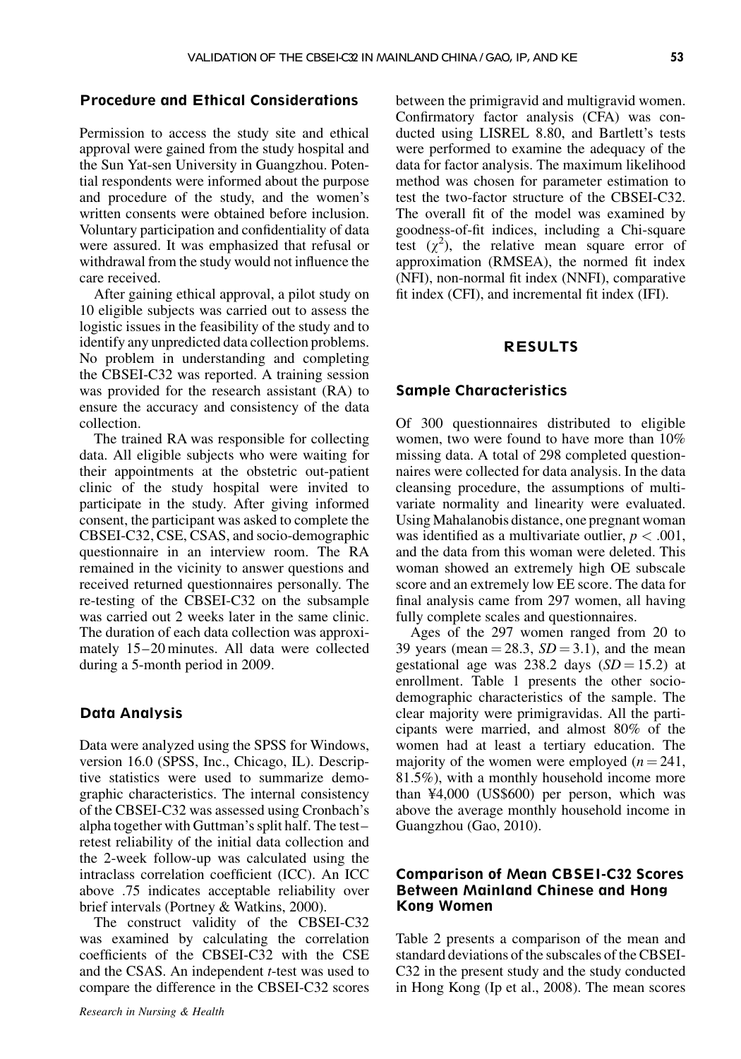## Procedure and Ethical Considerations

Permission to access the study site and ethical approval were gained from the study hospital and the Sun Yat-sen University in Guangzhou. Potential respondents were informed about the purpose and procedure of the study, and the women's written consents were obtained before inclusion. Voluntary participation and confidentiality of data were assured. It was emphasized that refusal or withdrawal from the study would not influence the care received.

After gaining ethical approval, a pilot study on 10 eligible subjects was carried out to assess the logistic issues in the feasibility of the study and to identify any unpredicted data collection problems. No problem in understanding and completing the CBSEI-C32 was reported. A training session was provided for the research assistant (RA) to ensure the accuracy and consistency of the data collection.

The trained RA was responsible for collecting data. All eligible subjects who were waiting for their appointments at the obstetric out-patient clinic of the study hospital were invited to participate in the study. After giving informed consent, the participant was asked to complete the CBSEI-C32, CSE, CSAS, and socio-demographic questionnaire in an interview room. The RA remained in the vicinity to answer questions and received returned questionnaires personally. The re-testing of the CBSEI-C32 on the subsample was carried out 2 weeks later in the same clinic. The duration of each data collection was approximately 15–20 minutes. All data were collected during a 5-month period in 2009.

## Data Analysis

Data were analyzed using the SPSS for Windows, version 16.0 (SPSS, Inc., Chicago, IL). Descriptive statistics were used to summarize demographic characteristics. The internal consistency of the CBSEI-C32 was assessed using Cronbach's alpha together with Guttman's split half. The test–retest reliability of the initial data collection and the 2-week follow-up was calculated using the intraclass correlation coefficient (ICC). An ICC above .75 indicates acceptable reliability over brief intervals (Portney & Watkins, 2000).

The construct validity of the CBSEI-C32 was examined by calculating the correlation coefficients of the CBSEI-C32 with the CSE and the CSAS. An independent *t*-test was used to compare the difference in the CBSEI-C32 scores between the primigravid and multigravid women. Confirmatory factor analysis (CFA) was conducted using LISREL 8.80, and Bartlett's tests were performed to examine the adequacy of the data for factor analysis. The maximum likelihood method was chosen for parameter estimation to test the two-factor structure of the CBSEI-C32. The overall fit of the model was examined by goodness-of-fit indices, including a Chi-square test ($\chi^2$), the relative mean square error of approximation (RMSEA), the normed fit index (NFI), non-normal fit index (NNFI), comparative fit index (CFI), and incremental fit index (IFI).

# RESULTS

## Sample Characteristics

Of 300 questionnaires distributed to eligible women, two were found to have more than 10% missing data. A total of 298 completed questionnaires were collected for data analysis. In the data cleansing procedure, the assumptions of multivariate normality and linearity were evaluated. Using Mahalanobis distance, one pregnant woman was identified as a multivariate outlier, $p < .001$, and the data from this woman were deleted. This woman showed an extremely high OE subscale score and an extremely low EE score. The data for final analysis came from 297 women, all having fully complete scales and questionnaires.

Ages of the 297 women ranged from 20 to 39 years (mean = 28.3, $SD = 3.1$), and the mean gestational age was 238.2 days ($SD = 15.2$) at enrollment. Table 1 presents the other socio-demographic characteristics of the sample. The clear majority were primigravidas. All the participants were married, and almost 80% of the women had at least a tertiary education. The majority of the women were employed ($n = 241$, 81.5%), with a monthly household income more than ¥4,000 (US$600) per person, which was above the average monthly household income in Guangzhou (Gao, 2010).

## Comparison of Mean CBSEI-C32 Scores Between Mainland Chinese and Hong Kong Women

Table 2 presents a comparison of the mean and standard deviations of the subscales of the CBSEI-C32 in the present study and the study conducted in Hong Kong (Ip et al., 2008). The mean scores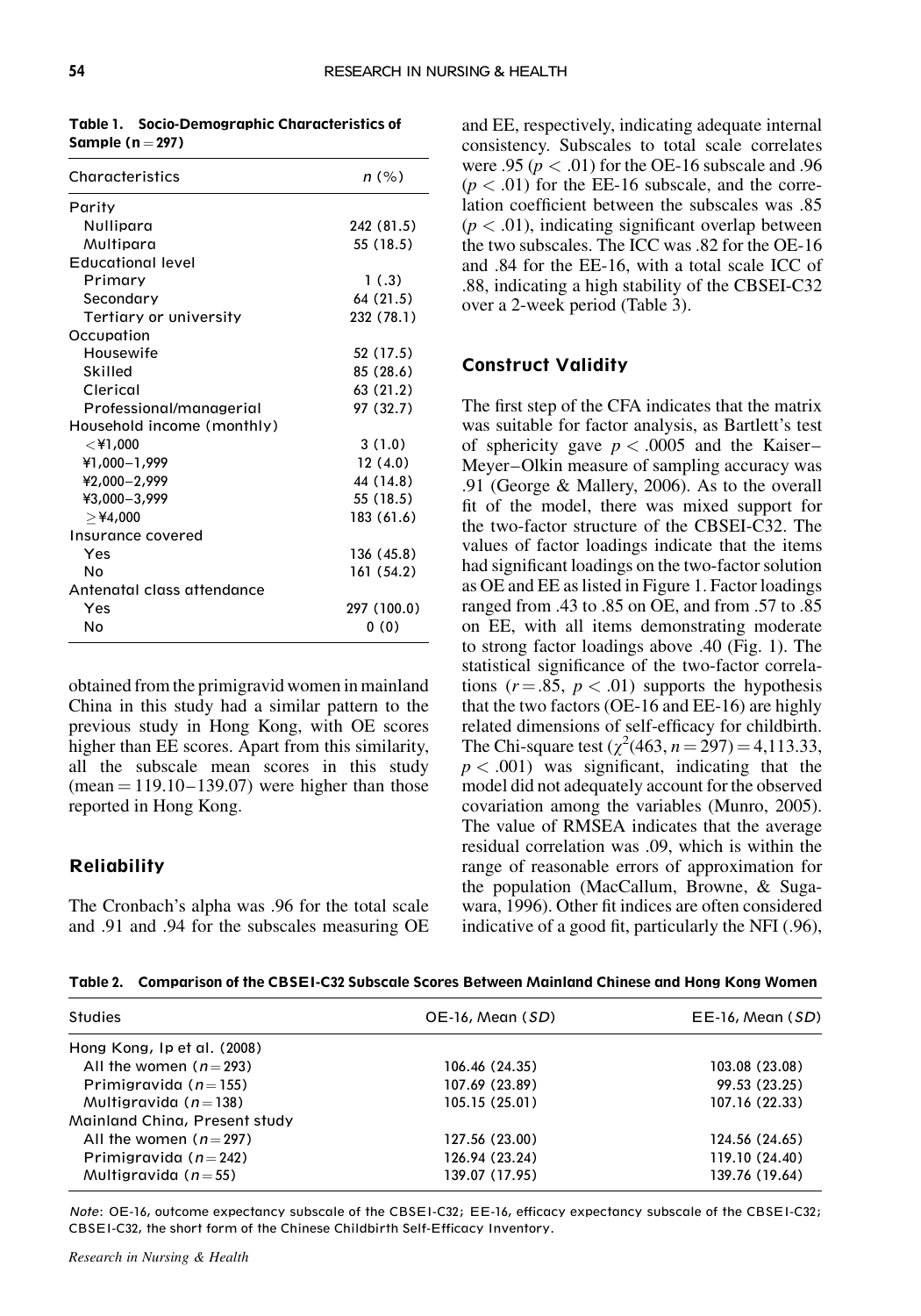Table 1. Socio-Demographic Characteristics of Sample ($n = 297$)

| Characteristics | n (%) |
|---|---|
| Parity | |
| Nullipara | 242 (81.5) |
| Multipara | 55 (18.5) |
| Educational level | |
| Primary | 1 (.3) |
| Secondary | 64 (21.5) |
| Tertiary or university | 232 (78.1) |
| Occupation | |
| Housewife | 52 (17.5) |
| Skilled | 85 (28.6) |
| Clerical | 63 (21.2) |
| Professional/managerial | 97 (32.7) |
| Household income (monthly) | |
| <¥1,000 | 3 (1.0) |
| ¥1,000–1,999 | 12 (4.0) |
| ¥2,000–2,999 | 44 (14.8) |
| ¥3,000–3,999 | 55 (18.5) |
| ≥¥4,000 | 183 (61.6) |
| Insurance covered | |
| Yes | 136 (45.8) |
| No | 161 (54.2) |
| Antenatal class attendance | |
| Yes | 297 (100.0) |
| No | 0 (0) |

obtained from the primigravid women in mainland China in this study had a similar pattern to the previous study in Hong Kong, with OE scores higher than EE scores. Apart from this similarity, all the subscale mean scores in this study (mean = 119.10–139.07) were higher than those reported in Hong Kong.

## Reliability

The Cronbach's alpha was .96 for the total scale and .91 and .94 for the subscales measuring OE and EE, respectively, indicating adequate internal consistency. Subscales to total scale correlates were .95 ($p < .01$) for the OE-16 subscale and .96 ($p < .01$) for the EE-16 subscale, and the correlation coefficient between the subscales was .85 ($p < .01$), indicating significant overlap between the two subscales. The ICC was .82 for the OE-16 and .84 for the EE-16, with a total scale ICC of .88, indicating a high stability of the CBSEI-C32 over a 2-week period (Table 3).

## Construct Validity

The first step of the CFA indicates that the matrix was suitable for factor analysis, as Bartlett's test of sphericity gave $p < .0005$ and the Kaiser–Meyer–Olkin measure of sampling accuracy was .91 (George & Mallery, 2006). As to the overall fit of the model, there was mixed support for the two-factor structure of the CBSEI-C32. The values of factor loadings indicate that the items had significant loadings on the two-factor solution as OE and EE as listed in Figure 1. Factor loadings ranged from .43 to .85 on OE, and from .57 to .85 on EE, with all items demonstrating moderate to strong factor loadings above .40 (Fig. 1). The statistical significance of the two-factor correlations ($r = .85$, $p < .01$) supports the hypothesis that the two factors (OE-16 and EE-16) are highly related dimensions of self-efficacy for childbirth. The Chi-square test ($\chi^2(463, n = 297) = 4{,}113.33$, $p < .001$) was significant, indicating that the model did not adequately account for the observed covariation among the variables (Munro, 2005). The value of RMSEA indicates that the average residual correlation was .09, which is within the range of reasonable errors of approximation for the population (MacCallum, Browne, & Sugawara, 1996). Other fit indices are often considered indicative of a good fit, particularly the NFI (.96),

Table 2. Comparison of the CBSEI-C32 Subscale Scores Between Mainland Chinese and Hong Kong Women

| Studies | OE-16, Mean (SD) | EE-16, Mean (SD) |
|---|---|---|
| Hong Kong, Ip et al. (2008) | | |
| All the women ($n = 293$) | 106.46 (24.35) | 103.08 (23.08) |
| Primigravida ($n = 155$) | 107.69 (23.89) | 99.53 (23.25) |
| Multigravida ($n = 138$) | 105.15 (25.01) | 107.16 (22.33) |
| Mainland China, Present study | | |
| All the women ($n = 297$) | 127.56 (23.00) | 124.56 (24.65) |
| Primigravida ($n = 242$) | 126.94 (23.24) | 119.10 (24.40) |
| Multigravida ($n = 55$) | 139.07 (17.95) | 139.76 (19.64) |

*Note*: OE-16, outcome expectancy subscale of the CBSEI-C32; EE-16, efficacy expectancy subscale of the CBSEI-C32; CBSEI-C32, the short form of the Chinese Childbirth Self-Efficacy Inventory.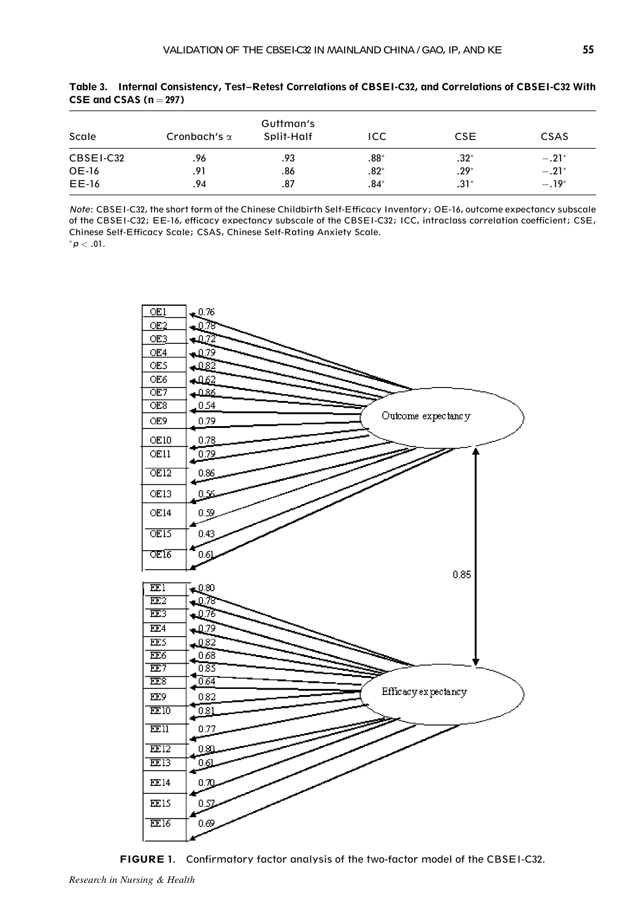**Table 3. Internal Consistency, Test–Retest Correlations of CBSEI-C32, and Correlations of CBSEI-C32 With CSE and CSAS ($n = 297$)**

| Scale | Cronbach's $\alpha$ | Guttman's Split-Half | ICC | CSE | CSAS |
|---|---|---|---|---|---|
| CBSEI-C32 | .96 | .93 | .88* | .32* | −.21* |
| OE-16 | .91 | .86 | .82* | .29* | −.21* |
| EE-16 | .94 | .87 | .84* | .31* | −.19* |

*Note*: CBSEI-C32, the short form of the Chinese Childbirth Self-Efficacy Inventory; OE-16, outcome expectancy subscale of the CBSEI-C32; EE-16, efficacy expectancy subscale of the CBSEI-C32; ICC, intraclass correlation coefficient; CSE, Chinese Self-Efficacy Scale; CSAS, Chinese Self-Rating Anxiety Scale.
*$p < .01$.

**FIGURE 1.** Confirmatory factor analysis of the two-factor model of the CBSEI-C32.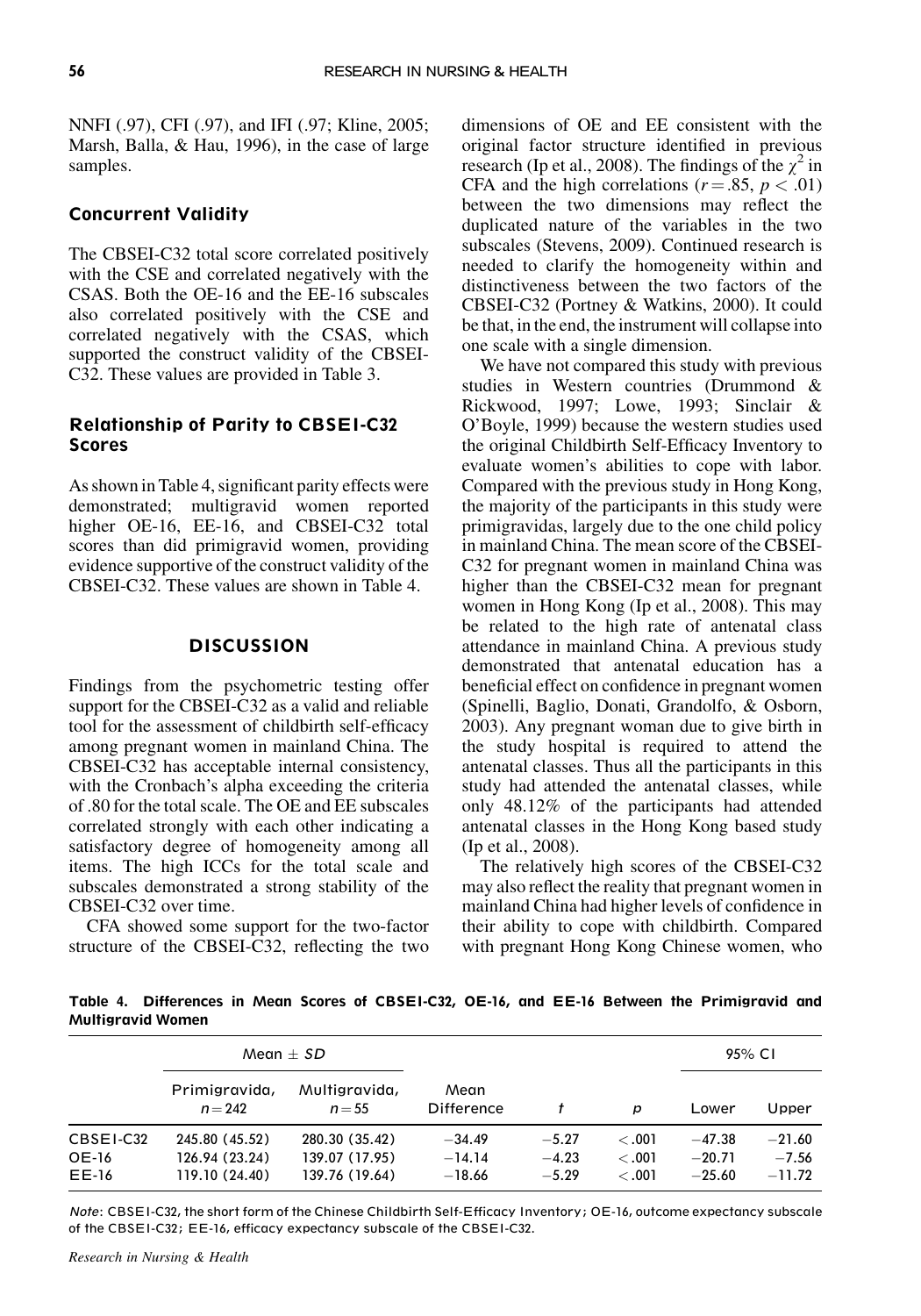NNFI (.97), CFI (.97), and IFI (.97; Kline, 2005; Marsh, Balla, & Hau, 1996), in the case of large samples.

### Concurrent Validity

The CBSEI-C32 total score correlated positively with the CSE and correlated negatively with the CSAS. Both the OE-16 and the EE-16 subscales also correlated positively with the CSE and correlated negatively with the CSAS, which supported the construct validity of the CBSEI-C32. These values are provided in Table 3.

### Relationship of Parity to CBSEI-C32 Scores

As shown in Table 4, significant parity effects were demonstrated; multigravid women reported higher OE-16, EE-16, and CBSEI-C32 total scores than did primigravid women, providing evidence supportive of the construct validity of the CBSEI-C32. These values are shown in Table 4.

## DISCUSSION

Findings from the psychometric testing offer support for the CBSEI-C32 as a valid and reliable tool for the assessment of childbirth self-efficacy among pregnant women in mainland China. The CBSEI-C32 has acceptable internal consistency, with the Cronbach's alpha exceeding the criteria of .80 for the total scale. The OE and EE subscales correlated strongly with each other indicating a satisfactory degree of homogeneity among all items. The high ICCs for the total scale and subscales demonstrated a strong stability of the CBSEI-C32 over time.

CFA showed some support for the two-factor structure of the CBSEI-C32, reflecting the two dimensions of OE and EE consistent with the original factor structure identified in previous research (Ip et al., 2008). The findings of the $\chi^2$ in CFA and the high correlations ($r = .85$, $p < .01$) between the two dimensions may reflect the duplicated nature of the variables in the two subscales (Stevens, 2009). Continued research is needed to clarify the homogeneity within and distinctiveness between the two factors of the CBSEI-C32 (Portney & Watkins, 2000). It could be that, in the end, the instrument will collapse into one scale with a single dimension.

We have not compared this study with previous studies in Western countries (Drummond & Rickwood, 1997; Lowe, 1993; Sinclair & O'Boyle, 1999) because the western studies used the original Childbirth Self-Efficacy Inventory to evaluate women's abilities to cope with labor. Compared with the previous study in Hong Kong, the majority of the participants in this study were primigravidas, largely due to the one child policy in mainland China. The mean score of the CBSEI-C32 for pregnant women in mainland China was higher than the CBSEI-C32 mean for pregnant women in Hong Kong (Ip et al., 2008). This may be related to the high rate of antenatal class attendance in mainland China. A previous study demonstrated that antenatal education has a beneficial effect on confidence in pregnant women (Spinelli, Baglio, Donati, Grandolfo, & Osborn, 2003). Any pregnant woman due to give birth in the study hospital is required to attend the antenatal classes. Thus all the participants in this study had attended the antenatal classes, while only 48.12% of the participants had attended antenatal classes in the Hong Kong based study (Ip et al., 2008).

The relatively high scores of the CBSEI-C32 may also reflect the reality that pregnant women in mainland China had higher levels of confidence in their ability to cope with childbirth. Compared with pregnant Hong Kong Chinese women, who

**Table 4. Differences in Mean Scores of CBSEI-C32, OE-16, and EE-16 Between the Primigravid and Multigravid Women**

| | Mean ± *SD* | | | | | 95% CI | |
|---|---|---|---|---|---|---|---|
| | Primigravida, $n = 242$ | Multigravida, $n = 55$ | Mean Difference | *t* | *p* | Lower | Upper |
| CBSEI-C32 | 245.80 (45.52) | 280.30 (35.42) | −34.49 | −5.27 | <.001 | −47.38 | −21.60 |
| OE-16 | 126.94 (23.24) | 139.07 (17.95) | −14.14 | −4.23 | <.001 | −20.71 | −7.56 |
| EE-16 | 119.10 (24.40) | 139.76 (19.64) | −18.66 | −5.29 | <.001 | −25.60 | −11.72 |

*Note*: CBSEI-C32, the short form of the Chinese Childbirth Self-Efficacy Inventory; OE-16, outcome expectancy subscale of the CBSEI-C32; EE-16, efficacy expectancy subscale of the CBSEI-C32.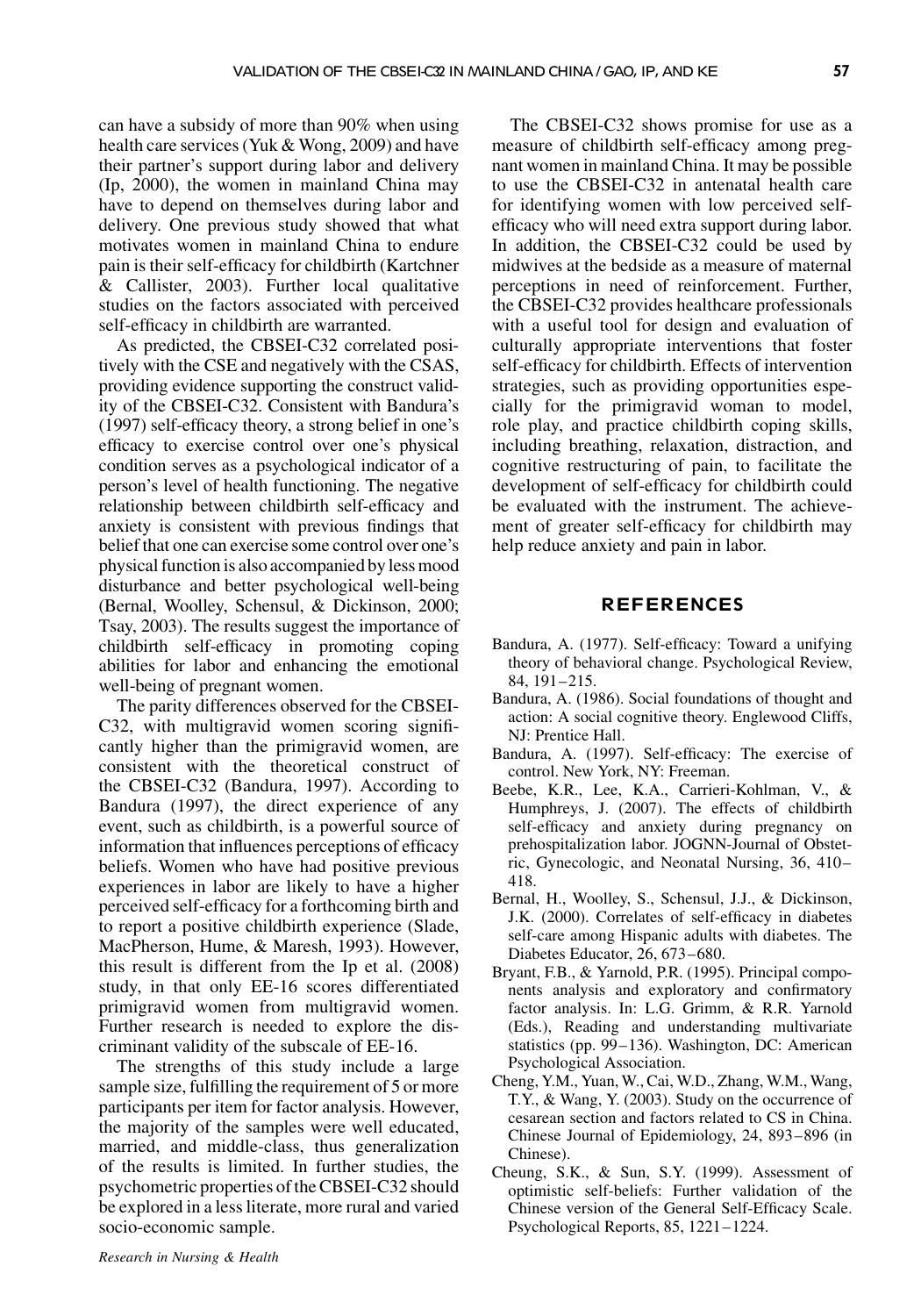can have a subsidy of more than 90% when using health care services (Yuk & Wong, 2009) and have their partner's support during labor and delivery (Ip, 2000), the women in mainland China may have to depend on themselves during labor and delivery. One previous study showed that what motivates women in mainland China to endure pain is their self-efficacy for childbirth (Kartchner & Callister, 2003). Further local qualitative studies on the factors associated with perceived self-efficacy in childbirth are warranted.

As predicted, the CBSEI-C32 correlated positively with the CSE and negatively with the CSAS, providing evidence supporting the construct validity of the CBSEI-C32. Consistent with Bandura's (1997) self-efficacy theory, a strong belief in one's efficacy to exercise control over one's physical condition serves as a psychological indicator of a person's level of health functioning. The negative relationship between childbirth self-efficacy and anxiety is consistent with previous findings that belief that one can exercise some control over one's physical function is also accompanied by less mood disturbance and better psychological well-being (Bernal, Woolley, Schensul, & Dickinson, 2000; Tsay, 2003). The results suggest the importance of childbirth self-efficacy in promoting coping abilities for labor and enhancing the emotional well-being of pregnant women.

The parity differences observed for the CBSEI-C32, with multigravid women scoring significantly higher than the primigravid women, are consistent with the theoretical construct of the CBSEI-C32 (Bandura, 1997). According to Bandura (1997), the direct experience of any event, such as childbirth, is a powerful source of information that influences perceptions of efficacy beliefs. Women who have had positive previous experiences in labor are likely to have a higher perceived self-efficacy for a forthcoming birth and to report a positive childbirth experience (Slade, MacPherson, Hume, & Maresh, 1993). However, this result is different from the Ip et al. (2008) study, in that only EE-16 scores differentiated primigravid women from multigravid women. Further research is needed to explore the discriminant validity of the subscale of EE-16.

The strengths of this study include a large sample size, fulfilling the requirement of 5 or more participants per item for factor analysis. However, the majority of the samples were well educated, married, and middle-class, thus generalization of the results is limited. In further studies, the psychometric properties of the CBSEI-C32 should be explored in a less literate, more rural and varied socio-economic sample.

The CBSEI-C32 shows promise for use as a measure of childbirth self-efficacy among pregnant women in mainland China. It may be possible to use the CBSEI-C32 in antenatal health care for identifying women with low perceived self-efficacy who will need extra support during labor. In addition, the CBSEI-C32 could be used by midwives at the bedside as a measure of maternal perceptions in need of reinforcement. Further, the CBSEI-C32 provides healthcare professionals with a useful tool for design and evaluation of culturally appropriate interventions that foster self-efficacy for childbirth. Effects of intervention strategies, such as providing opportunities especially for the primigravid woman to model, role play, and practice childbirth coping skills, including breathing, relaxation, distraction, and cognitive restructuring of pain, to facilitate the development of self-efficacy for childbirth could be evaluated with the instrument. The achievement of greater self-efficacy for childbirth may help reduce anxiety and pain in labor.

## REFERENCES

Bandura, A. (1977). Self-efficacy: Toward a unifying theory of behavioral change. Psychological Review, 84, 191–215.

Bandura, A. (1986). Social foundations of thought and action: A social cognitive theory. Englewood Cliffs, NJ: Prentice Hall.

Bandura, A. (1997). Self-efficacy: The exercise of control. New York, NY: Freeman.

Beebe, K.R., Lee, K.A., Carrieri-Kohlman, V., & Humphreys, J. (2007). The effects of childbirth self-efficacy and anxiety during pregnancy on prehospitalization labor. JOGNN-Journal of Obstetric, Gynecologic, and Neonatal Nursing, 36, 410–418.

Bernal, H., Woolley, S., Schensul, J.J., & Dickinson, J.K. (2000). Correlates of self-efficacy in diabetes self-care among Hispanic adults with diabetes. The Diabetes Educator, 26, 673–680.

Bryant, F.B., & Yarnold, P.R. (1995). Principal components analysis and exploratory and confirmatory factor analysis. In: L.G. Grimm, & R.R. Yarnold (Eds.), Reading and understanding multivariate statistics (pp. 99–136). Washington, DC: American Psychological Association.

Cheng, Y.M., Yuan, W., Cai, W.D., Zhang, W.M., Wang, T.Y., & Wang, Y. (2003). Study on the occurrence of cesarean section and factors related to CS in China. Chinese Journal of Epidemiology, 24, 893–896 (in Chinese).

Cheung, S.K., & Sun, S.Y. (1999). Assessment of optimistic self-beliefs: Further validation of the Chinese version of the General Self-Efficacy Scale. Psychological Reports, 85, 1221–1224.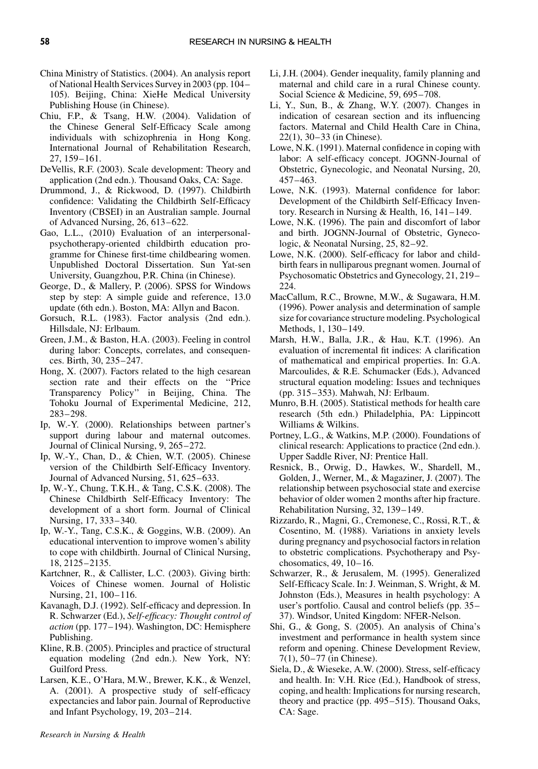China Ministry of Statistics. (2004). An analysis report of National Health Services Survey in 2003 (pp. 104–105). Beijing, China: XieHe Medical University Publishing House (in Chinese).

Chiu, F.P., & Tsang, H.W. (2004). Validation of the Chinese General Self-Efficacy Scale among individuals with schizophrenia in Hong Kong. International Journal of Rehabilitation Research, 27, 159–161.

DeVellis, R.F. (2003). Scale development: Theory and application (2nd edn.). Thousand Oaks, CA: Sage.

Drummond, J., & Rickwood, D. (1997). Childbirth confidence: Validating the Childbirth Self-Efficacy Inventory (CBSEI) in an Australian sample. Journal of Advanced Nursing, 26, 613–622.

Gao, L.L., (2010) Evaluation of an interpersonal-psychotherapy-oriented childbirth education programme for Chinese first-time childbearing women. Unpublished Doctoral Dissertation. Sun Yat-sen University, Guangzhou, P.R. China (in Chinese).

George, D., & Mallery, P. (2006). SPSS for Windows step by step: A simple guide and reference, 13.0 update (6th edn.). Boston, MA: Allyn and Bacon.

Gorsuch, R.L. (1983). Factor analysis (2nd edn.). Hillsdale, NJ: Erlbaum.

Green, J.M., & Baston, H.A. (2003). Feeling in control during labor: Concepts, correlates, and consequences. Birth, 30, 235–247.

Hong, X. (2007). Factors related to the high cesarean section rate and their effects on the "Price Transparency Policy" in Beijing, China. The Tohoku Journal of Experimental Medicine, 212, 283–298.

Ip, W.-Y. (2000). Relationships between partner's support during labour and maternal outcomes. Journal of Clinical Nursing, 9, 265–272.

Ip, W.-Y., Chan, D., & Chien, W.T. (2005). Chinese version of the Childbirth Self-Efficacy Inventory. Journal of Advanced Nursing, 51, 625–633.

Ip, W.-Y., Chung, T.K.H., & Tang, C.S.K. (2008). The Chinese Childbirth Self-Efficacy Inventory: The development of a short form. Journal of Clinical Nursing, 17, 333–340.

Ip, W.-Y., Tang, C.S.K., & Goggins, W.B. (2009). An educational intervention to improve women's ability to cope with childbirth. Journal of Clinical Nursing, 18, 2125–2135.

Kartchner, R., & Callister, L.C. (2003). Giving birth: Voices of Chinese women. Journal of Holistic Nursing, 21, 100–116.

Kavanagh, D.J. (1992). Self-efficacy and depression. In R. Schwarzer (Ed.), *Self-efficacy: Thought control of action* (pp. 177–194). Washington, DC: Hemisphere Publishing.

Kline, R.B. (2005). Principles and practice of structural equation modeling (2nd edn.). New York, NY: Guilford Press.

Larsen, K.E., O'Hara, M.W., Brewer, K.K., & Wenzel, A. (2001). A prospective study of self-efficacy expectancies and labor pain. Journal of Reproductive and Infant Psychology, 19, 203–214.

Li, J.H. (2004). Gender inequality, family planning and maternal and child care in a rural Chinese county. Social Science & Medicine, 59, 695–708.

Li, Y., Sun, B., & Zhang, W.Y. (2007). Changes in indication of cesarean section and its influencing factors. Maternal and Child Health Care in China, 22(1), 30–33 (in Chinese).

Lowe, N.K. (1991). Maternal confidence in coping with labor: A self-efficacy concept. JOGNN-Journal of Obstetric, Gynecologic, and Neonatal Nursing, 20, 457–463.

Lowe, N.K. (1993). Maternal confidence for labor: Development of the Childbirth Self-Efficacy Inventory. Research in Nursing & Health, 16, 141–149.

Lowe, N.K. (1996). The pain and discomfort of labor and birth. JOGNN-Journal of Obstetric, Gynecologic, & Neonatal Nursing, 25, 82–92.

Lowe, N.K. (2000). Self-efficacy for labor and childbirth fears in nulliparous pregnant women. Journal of Psychosomatic Obstetrics and Gynecology, 21, 219–224.

MacCallum, R.C., Browne, M.W., & Sugawara, H.M. (1996). Power analysis and determination of sample size for covariance structure modeling. Psychological Methods, 1, 130–149.

Marsh, H.W., Balla, J.R., & Hau, K.T. (1996). An evaluation of incremental fit indices: A clarification of mathematical and empirical properties. In: G.A. Marcoulides, & R.E. Schumacker (Eds.), Advanced structural equation modeling: Issues and techniques (pp. 315–353). Mahwah, NJ: Erlbaum.

Munro, B.H. (2005). Statistical methods for health care research (5th edn.) Philadelphia, PA: Lippincott Williams & Wilkins.

Portney, L.G., & Watkins, M.P. (2000). Foundations of clinical research: Applications to practice (2nd edn.). Upper Saddle River, NJ: Prentice Hall.

Resnick, B., Orwig, D., Hawkes, W., Shardell, M., Golden, J., Werner, M., & Magaziner, J. (2007). The relationship between psychosocial state and exercise behavior of older women 2 months after hip fracture. Rehabilitation Nursing, 32, 139–149.

Rizzardo, R., Magni, G., Cremonese, C., Rossi, R.T., & Cosentino, M. (1988). Variations in anxiety levels during pregnancy and psychosocial factors in relation to obstetric complications. Psychotherapy and Psychosomatics, 49, 10–16.

Schwarzer, R., & Jerusalem, M. (1995). Generalized Self-Efficacy Scale. In: J. Weinman, S. Wright, & M. Johnston (Eds.), Measures in health psychology: A user's portfolio. Causal and control beliefs (pp. 35–37). Windsor, United Kingdom: NFER-Nelson.

Shi, G., & Gong, S. (2005). An analysis of China's investment and performance in health system since reform and opening. Chinese Development Review, 7(1), 50–77 (in Chinese).

Siela, D., & Wieseke, A.W. (2000). Stress, self-efficacy and health. In: V.H. Rice (Ed.), Handbook of stress, coping, and health: Implications for nursing research, theory and practice (pp. 495–515). Thousand Oaks, CA: Sage.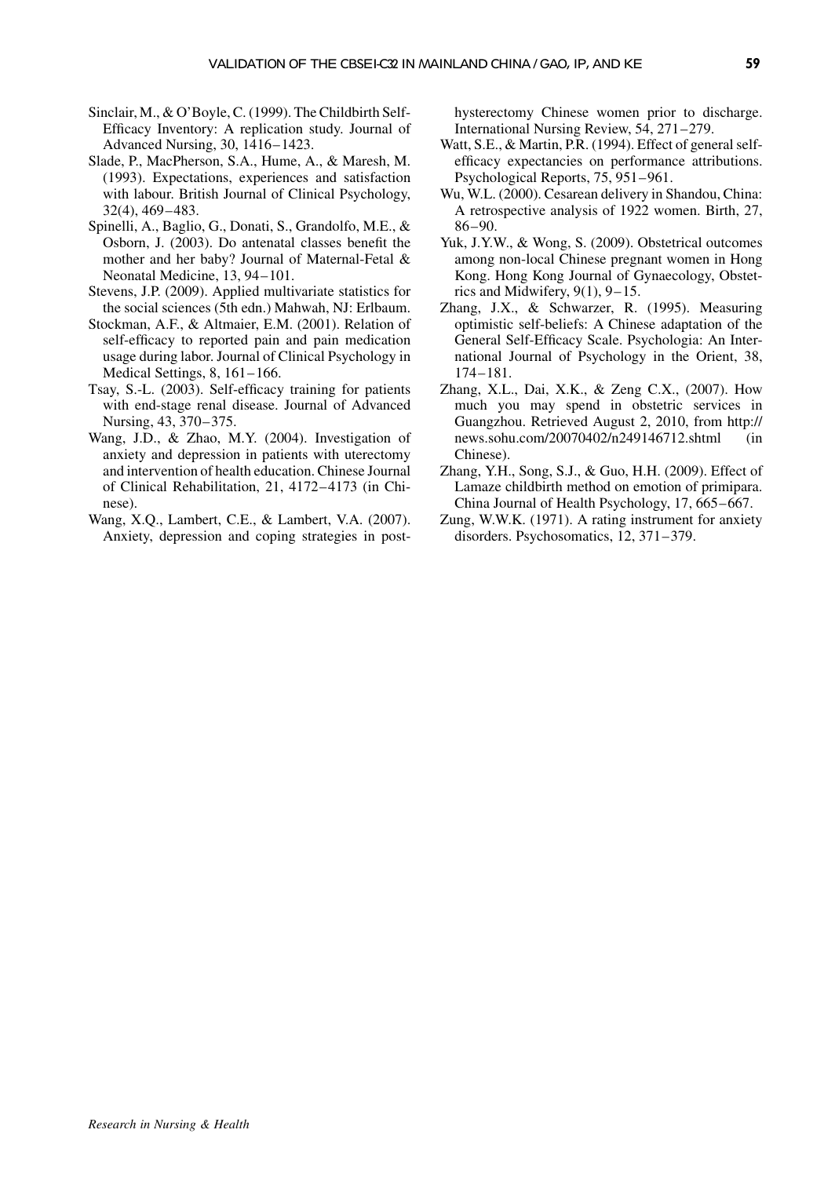Sinclair, M., & O'Boyle, C. (1999). The Childbirth Self-Efficacy Inventory: A replication study. Journal of Advanced Nursing, 30, 1416–1423.

Slade, P., MacPherson, S.A., Hume, A., & Maresh, M. (1993). Expectations, experiences and satisfaction with labour. British Journal of Clinical Psychology, 32(4), 469–483.

Spinelli, A., Baglio, G., Donati, S., Grandolfo, M.E., & Osborn, J. (2003). Do antenatal classes benefit the mother and her baby? Journal of Maternal-Fetal & Neonatal Medicine, 13, 94–101.

Stevens, J.P. (2009). Applied multivariate statistics for the social sciences (5th edn.) Mahwah, NJ: Erlbaum.

Stockman, A.F., & Altmaier, E.M. (2001). Relation of self-efficacy to reported pain and pain medication usage during labor. Journal of Clinical Psychology in Medical Settings, 8, 161–166.

Tsay, S.-L. (2003). Self-efficacy training for patients with end-stage renal disease. Journal of Advanced Nursing, 43, 370–375.

Wang, J.D., & Zhao, M.Y. (2004). Investigation of anxiety and depression in patients with uterectomy and intervention of health education. Chinese Journal of Clinical Rehabilitation, 21, 4172–4173 (in Chinese).

Wang, X.Q., Lambert, C.E., & Lambert, V.A. (2007). Anxiety, depression and coping strategies in post-hysterectomy Chinese women prior to discharge. International Nursing Review, 54, 271–279.

Watt, S.E., & Martin, P.R. (1994). Effect of general self-efficacy expectancies on performance attributions. Psychological Reports, 75, 951–961.

Wu, W.L. (2000). Cesarean delivery in Shandou, China: A retrospective analysis of 1922 women. Birth, 27, 86–90.

Yuk, J.Y.W., & Wong, S. (2009). Obstetrical outcomes among non-local Chinese pregnant women in Hong Kong. Hong Kong Journal of Gynaecology, Obstetrics and Midwifery, 9(1), 9–15.

Zhang, J.X., & Schwarzer, R. (1995). Measuring optimistic self-beliefs: A Chinese adaptation of the General Self-Efficacy Scale. Psychologia: An International Journal of Psychology in the Orient, 38, 174–181.

Zhang, X.L., Dai, X.K., & Zeng C.X., (2007). How much you may spend in obstetric services in Guangzhou. Retrieved August 2, 2010, from http://news.sohu.com/20070402/n249146712.shtml (in Chinese).

Zhang, Y.H., Song, S.J., & Guo, H.H. (2009). Effect of Lamaze childbirth method on emotion of primipara. China Journal of Health Psychology, 17, 665–667.

Zung, W.W.K. (1971). A rating instrument for anxiety disorders. Psychosomatics, 12, 371–379.